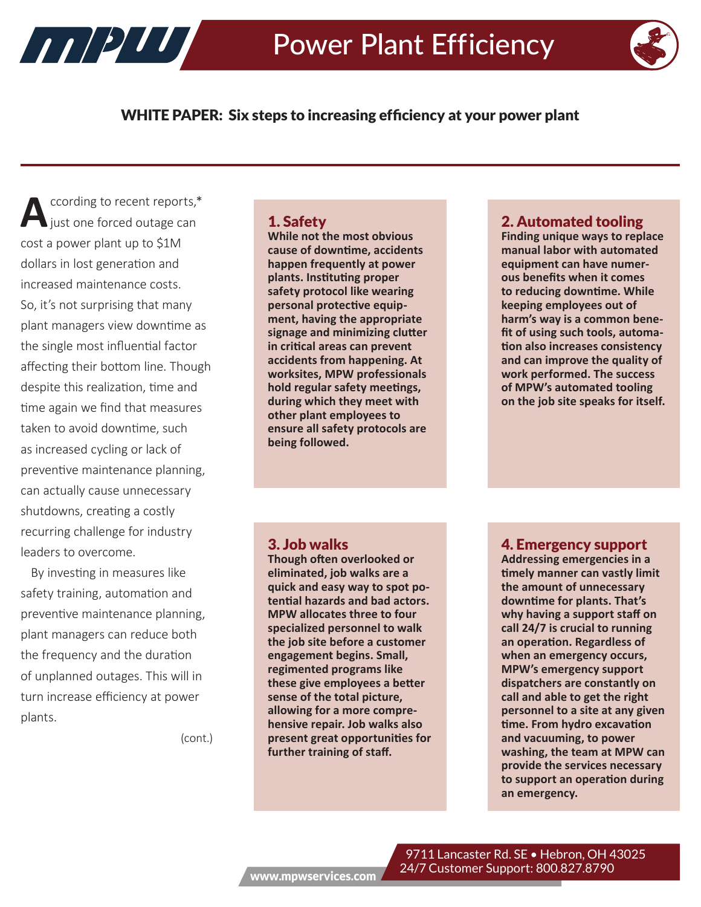# Power Plant Efficiency

## WHITE PAPER: Six steps to increasing efficiency at your power plant

According to recent reports,* just one forced outage can cost a power plant up to $1M dollars in lost generation and increased maintenance costs. So, it's not surprising that many plant managers view downtime as the single most influential factor affecting their bottom line. Though despite this realization, time and time again we find that measures taken to avoid downtime, such as increased cycling or lack of preventive maintenance planning, can actually cause unnecessary shutdowns, creating a costly recurring challenge for industry leaders to overcome.

By investing in measures like safety training, automation and preventive maintenance planning, plant managers can reduce both the frequency and the duration of unplanned outages. This will in turn increase efficiency at power plants.

(cont.)

### 1. Safety

**While not the most obvious cause of downtime, accidents happen frequently at power plants. Instituting proper safety protocol like wearing personal protective equipment, having the appropriate signage and minimizing clutter in critical areas can prevent accidents from happening. At worksites, MPW professionals hold regular safety meetings, during which they meet with other plant employees to ensure all safety protocols are being followed.**

### 2. Automated tooling

**Finding unique ways to replace manual labor with automated equipment can have numerous benefits when it comes to reducing downtime. While keeping employees out of harm's way is a common benefit of using such tools, automation also increases consistency and can improve the quality of work performed. The success of MPW's automated tooling on the job site speaks for itself.**

### 3. Job walks

**Though often overlooked or eliminated, job walks are a quick and easy way to spot potential hazards and bad actors. MPW allocates three to four specialized personnel to walk the job site before a customer engagement begins. Small, regimented programs like these give employees a better sense of the total picture, allowing for a more comprehensive repair. Job walks also present great opportunities for further training of staff.**

### 4. Emergency support

**Addressing emergencies in a timely manner can vastly limit the amount of unnecessary downtime for plants. That's why having a support staff on call 24/7 is crucial to running an operation. Regardless of when an emergency occurs, MPW's emergency support dispatchers are constantly on call and able to get the right personnel to a site at any given time. From hydro excavation and vacuuming, to power washing, the team at MPW can provide the services necessary to support an operation during an emergency.**

www.mpwservices.com

9711 Lancaster Rd. SE • Hebron, OH 43025
24/7 Customer Support: 800.827.8790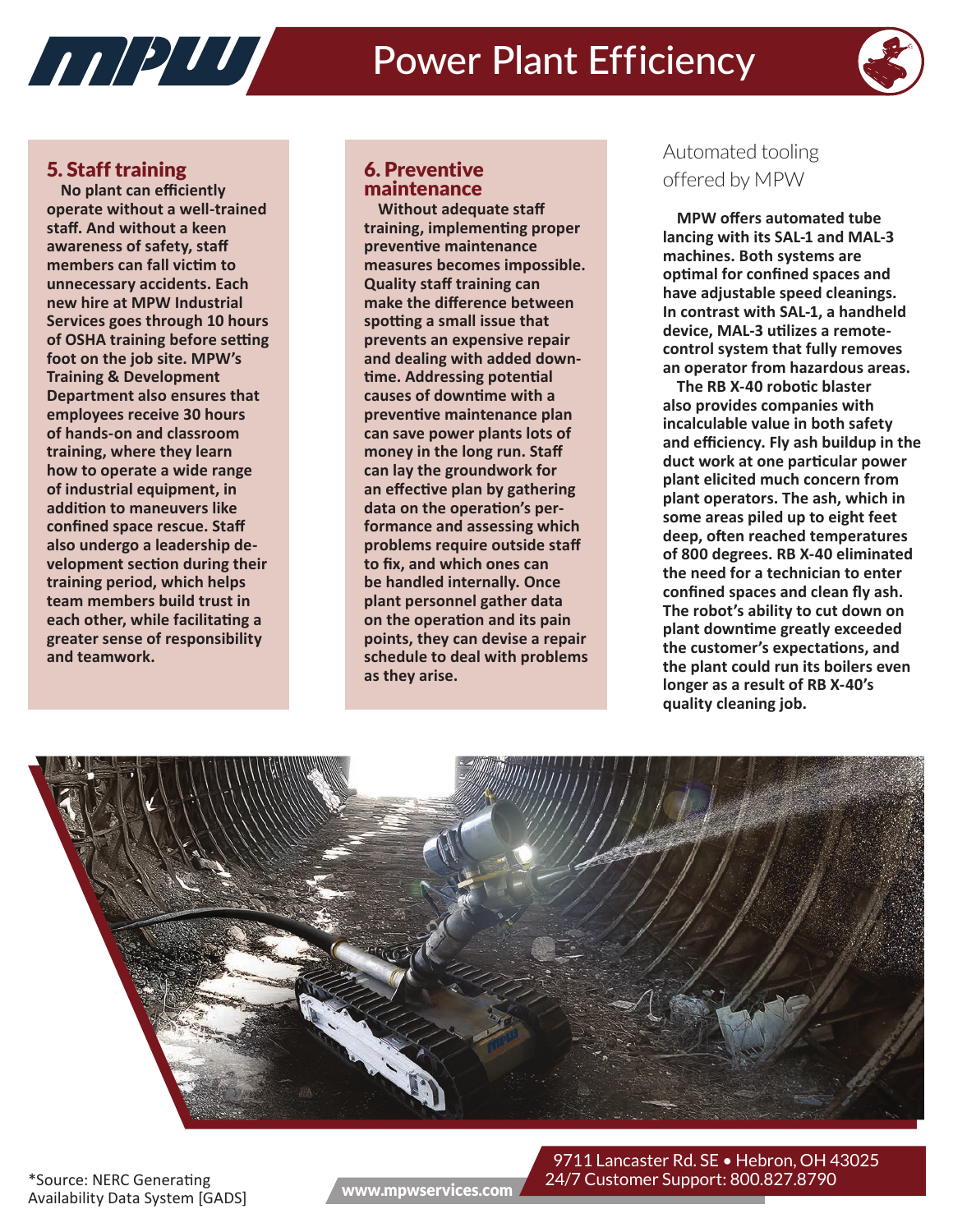# Power Plant Efficiency

## 5. Staff training

**No plant can efficiently operate without a well-trained staff. And without a keen awareness of safety, staff members can fall victim to unnecessary accidents. Each new hire at MPW Industrial Services goes through 10 hours of OSHA training before setting foot on the job site. MPW's Training & Development Department also ensures that employees receive 30 hours of hands-on and classroom training, where they learn how to operate a wide range of industrial equipment, in addition to maneuvers like confined space rescue. Staff also undergo a leadership development section during their training period, which helps team members build trust in each other, while facilitating a greater sense of responsibility and teamwork.**

## 6. Preventive maintenance

**Without adequate staff training, implementing proper preventive maintenance measures becomes impossible. Quality staff training can make the difference between spotting a small issue that prevents an expensive repair and dealing with added downtime. Addressing potential causes of downtime with a preventive maintenance plan can save power plants lots of money in the long run. Staff can lay the groundwork for an effective plan by gathering data on the operation's performance and assessing which problems require outside staff to fix, and which ones can be handled internally. Once plant personnel gather data on the operation and its pain points, they can devise a repair schedule to deal with problems as they arise.**

## Automated tooling offered by MPW

**MPW offers automated tube lancing with its SAL-1 and MAL-3 machines. Both systems are optimal for confined spaces and have adjustable speed cleanings. In contrast with SAL-1, a handheld device, MAL-3 utilizes a remote-control system that fully removes an operator from hazardous areas.**

**The RB X-40 robotic blaster also provides companies with incalculable value in both safety and efficiency. Fly ash buildup in the duct work at one particular power plant elicited much concern from plant operators. The ash, which in some areas piled up to eight feet deep, often reached temperatures of 800 degrees. RB X-40 eliminated the need for a technician to enter confined spaces and clean fly ash. The robot's ability to cut down on plant downtime greatly exceeded the customer's expectations, and the plant could run its boilers even longer as a result of RB X-40's quality cleaning job.**

*Source: NERC Generating Availability Data System [GADS]

www.mpwservices.com

9711 Lancaster Rd. SE • Hebron, OH 43025
24/7 Customer Support: 800.827.8790